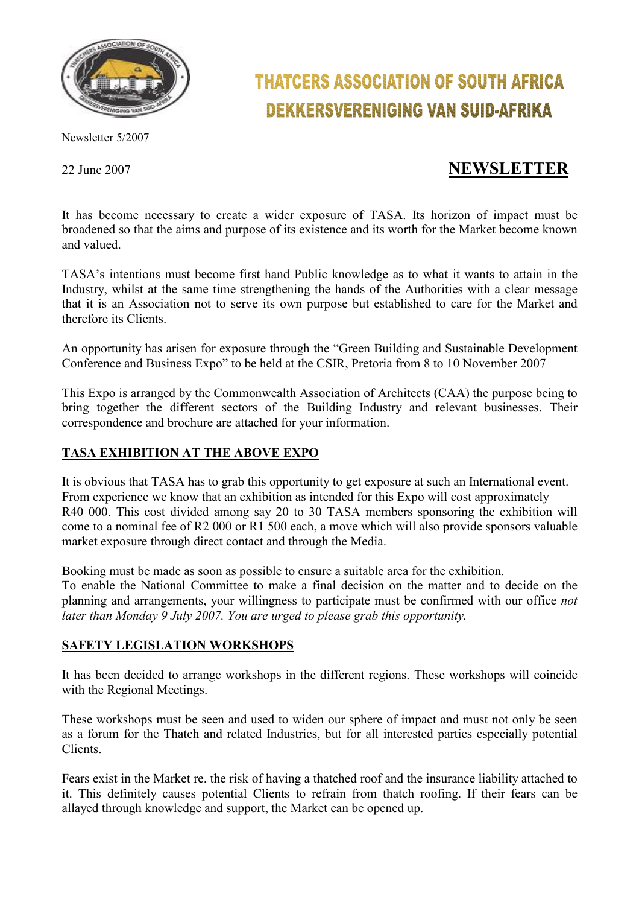# THATCERS ASSOCIATION OF SOUTH AFRICA
# DEKKERSVERENIGING VAN SUID-AFRIKA

Newsletter 5/2007

22 June 2007

## NEWSLETTER

It has become necessary to create a wider exposure of TASA. Its horizon of impact must be broadened so that the aims and purpose of its existence and its worth for the Market become known and valued.

TASA's intentions must become first hand Public knowledge as to what it wants to attain in the Industry, whilst at the same time strengthening the hands of the Authorities with a clear message that it is an Association not to serve its own purpose but established to care for the Market and therefore its Clients.

An opportunity has arisen for exposure through the "Green Building and Sustainable Development Conference and Business Expo" to be held at the CSIR, Pretoria from 8 to 10 November 2007

This Expo is arranged by the Commonwealth Association of Architects (CAA) the purpose being to bring together the different sectors of the Building Industry and relevant businesses. Their correspondence and brochure are attached for your information.

### TASA EXHIBITION AT THE ABOVE EXPO

It is obvious that TASA has to grab this opportunity to get exposure at such an International event. From experience we know that an exhibition as intended for this Expo will cost approximately R40 000. This cost divided among say 20 to 30 TASA members sponsoring the exhibition will come to a nominal fee of R2 000 or R1 500 each, a move which will also provide sponsors valuable market exposure through direct contact and through the Media.

Booking must be made as soon as possible to ensure a suitable area for the exhibition.
To enable the National Committee to make a final decision on the matter and to decide on the planning and arrangements, your willingness to participate must be confirmed with our office *not later than Monday 9 July 2007. You are urged to please grab this opportunity.*

### SAFETY LEGISLATION WORKSHOPS

It has been decided to arrange workshops in the different regions. These workshops will coincide with the Regional Meetings.

These workshops must be seen and used to widen our sphere of impact and must not only be seen as a forum for the Thatch and related Industries, but for all interested parties especially potential Clients.

Fears exist in the Market re. the risk of having a thatched roof and the insurance liability attached to it. This definitely causes potential Clients to refrain from thatch roofing. If their fears can be allayed through knowledge and support, the Market can be opened up.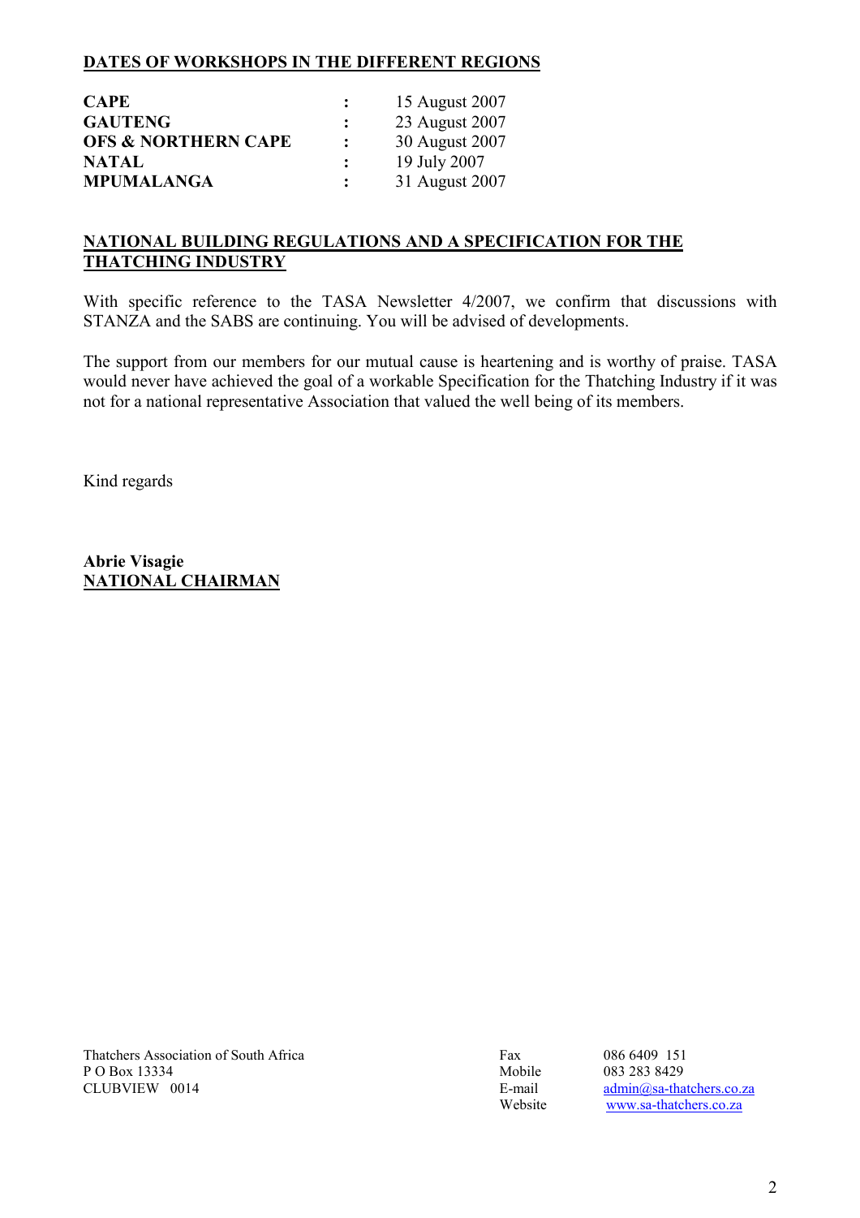## DATES OF WORKSHOPS IN THE DIFFERENT REGIONS

| | | |
|---|---|---|
| **CAPE** | **:** | 15 August 2007 |
| **GAUTENG** | **:** | 23 August 2007 |
| **OFS & NORTHERN CAPE** | **:** | 30 August 2007 |
| **NATAL** | **:** | 19 July 2007 |
| **MPUMALANGA** | **:** | 31 August 2007 |

## NATIONAL BUILDING REGULATIONS AND A SPECIFICATION FOR THE THATCHING INDUSTRY

With specific reference to the TASA Newsletter 4/2007, we confirm that discussions with STANZA and the SABS are continuing. You will be advised of developments.

The support from our members for our mutual cause is heartening and is worthy of praise. TASA would never have achieved the goal of a workable Specification for the Thatching Industry if it was not for a national representative Association that valued the well being of its members.

Kind regards

**Abrie Visagie**
**NATIONAL CHAIRMAN**

Thatchers Association of South Africa
P O Box 13334
CLUBVIEW 0014

Fax 086 6409 151
Mobile 083 283 8429
E-mail admin@sa-thatchers.co.za
Website www.sa-thatchers.co.za